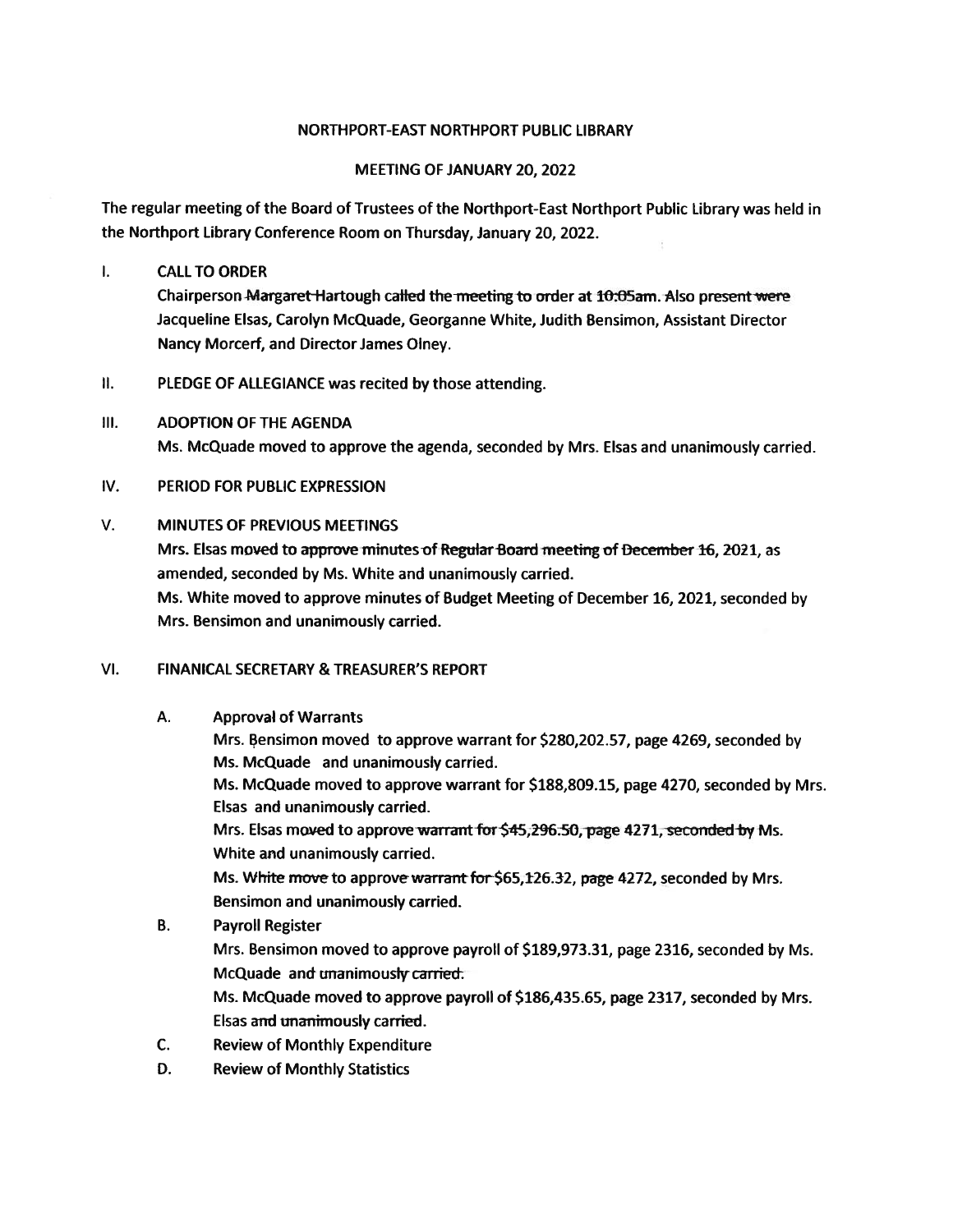# NORTHPORT-EAST NORTHPORT PUBLIC LIBRARY

## MEETING OF JANUARY 20, 2022

The regular meeting of the Board of Trustees of the Northport-East Northport Public Library was held in the Northport Library Conference Room on Thursday, January 20, 2022.

I. CALL TO ORDER

Chairperson Margaret Hartough called the meeting to order at 10:05am. Also present were Jacqueline Elsas, Carolyn McQuade, Georganne White, Judith Bensimon, Assistant Director Nancy Morcerf, and Director James Olney.

II. PLEDGE OF ALLEGIANCE was recited by those attending.

III. ADOPTION OF THE AGENDA

Ms. McQuade moved to approve the agenda, seconded by Mrs. Elsas and unanimously carried.

IV. PERIOD FOR PUBLIC EXPRESSION

V. MINUTES OF PREVIOUS MEETINGS

Mrs. Elsas moved to approve minutes of Regular Board meeting of December 16, 2021, as amended, seconded by Ms. White and unanimously carried.

Ms. White moved to approve minutes of Budget Meeting of December 16, 2021, seconded by Mrs. Bensimon and unanimously carried.

VI. FINANICAL SECRETARY & TREASURER'S REPORT

A. Approval of Warrants

Mrs. Bensimon moved to approve warrant for $280,202.57, page 4269, seconded by Ms. McQuade and unanimously carried.

Ms. McQuade moved to approve warrant for $188,809.15, page 4270, seconded by Mrs. Elsas and unanimously carried.

Mrs. Elsas moved to approve warrant for $45,296.50, page 4271, seconded by Ms. White and unanimously carried.

Ms. White move to approve warrant for $65,126.32, page 4272, seconded by Mrs. Bensimon and unanimously carried.

B. Payroll Register

Mrs. Bensimon moved to approve payroll of $189,973.31, page 2316, seconded by Ms. McQuade and unanimously carried.

Ms. McQuade moved to approve payroll of $186,435.65, page 2317, seconded by Mrs. Elsas and unanimously carried.

C. Review of Monthly Expenditure

D. Review of Monthly Statistics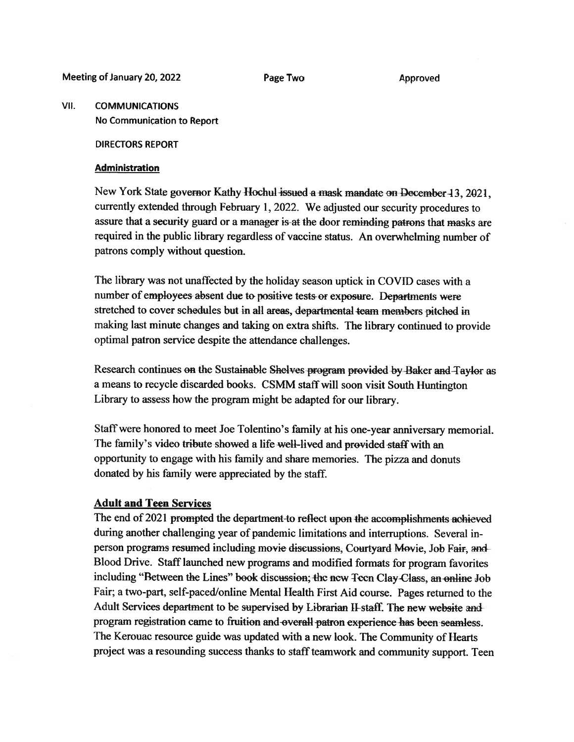VII. **COMMUNICATIONS**

No Communication to Report

**DIRECTORS REPORT**

**Administration**

New York State governor Kathy Hochul issued a mask mandate on December 13, 2021, currently extended through February 1, 2022. We adjusted our security procedures to assure that a security guard or a manager is at the door reminding patrons that masks are required in the public library regardless of vaccine status. An overwhelming number of patrons comply without question.

The library was not unaffected by the holiday season uptick in COVID cases with a number of employees absent due to positive tests or exposure. Departments were stretched to cover schedules but in all areas, departmental team members pitched in making last minute changes and taking on extra shifts. The library continued to provide optimal patron service despite the attendance challenges.

Research continues on the Sustainable Shelves program provided by Baker and Taylor as a means to recycle discarded books. CSMM staff will soon visit South Huntington Library to assess how the program might be adapted for our library.

Staff were honored to meet Joe Tolentino's family at his one-year anniversary memorial. The family's video tribute showed a life well-lived and provided staff with an opportunity to engage with his family and share memories. The pizza and donuts donated by his family were appreciated by the staff.

**Adult and Teen Services**

The end of 2021 prompted the department to reflect upon the accomplishments achieved during another challenging year of pandemic limitations and interruptions. Several in-person programs resumed including movie discussions, Courtyard Movie, Job Fair, and Blood Drive. Staff launched new programs and modified formats for program favorites including "Between the Lines" book discussion; the new Teen Clay Class, an online Job Fair; a two-part, self-paced/online Mental Health First Aid course. Pages returned to the Adult Services department to be supervised by Librarian II staff. The new website and program registration came to fruition and overall patron experience has been seamless. The Kerouac resource guide was updated with a new look. The Community of Hearts project was a resounding success thanks to staff teamwork and community support. Teen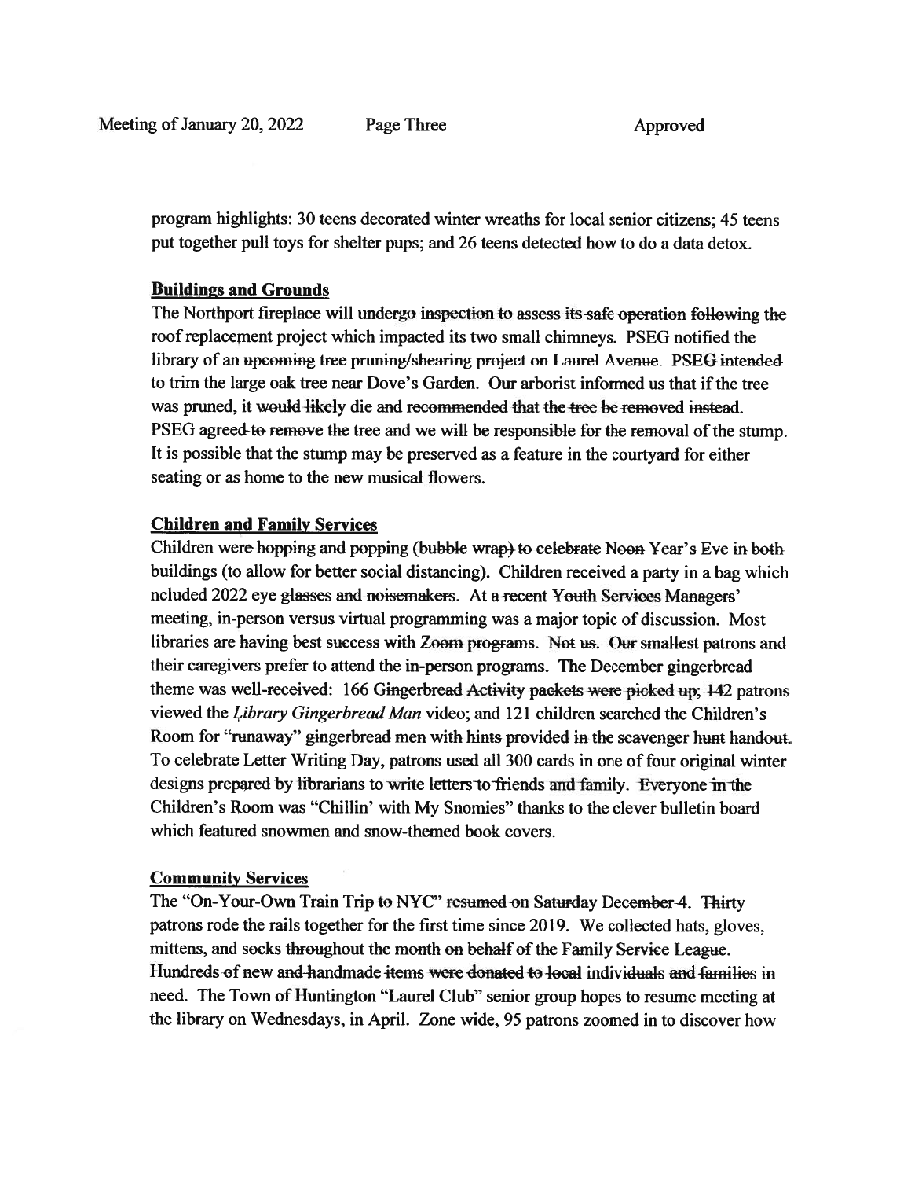program highlights: 30 teens decorated winter wreaths for local senior citizens; 45 teens put together pull toys for shelter pups; and 26 teens detected how to do a data detox.

**Buildings and Grounds**

The Northport fireplace will undergo inspection to assess its safe operation following the roof replacement project which impacted its two small chimneys. PSEG notified the library of an upcoming tree pruning/shearing project on Laurel Avenue. PSEG intended to trim the large oak tree near Dove's Garden. Our arborist informed us that if the tree was pruned, it would likely die and recommended that the tree be removed instead. PSEG agreed to remove the tree and we will be responsible for the removal of the stump. It is possible that the stump may be preserved as a feature in the courtyard for either seating or as home to the new musical flowers.

**Children and Family Services**

Children were hopping and popping (bubble wrap) to celebrate Noon Year's Eve in both buildings (to allow for better social distancing). Children received a party in a bag which ncluded 2022 eye glasses and noisemakers. At a recent Youth Services Managers' meeting, in-person versus virtual programming was a major topic of discussion. Most libraries are having best success with Zoom programs. Not us. Our smallest patrons and their caregivers prefer to attend the in-person programs. The December gingerbread theme was well-received: 166 Gingerbread Activity packets were picked up; 142 patrons viewed the *Library Gingerbread Man* video; and 121 children searched the Children's Room for "runaway" gingerbread men with hints provided in the scavenger hunt handout. To celebrate Letter Writing Day, patrons used all 300 cards in one of four original winter designs prepared by librarians to write letters to friends and family. Everyone in the Children's Room was "Chillin' with My Snomies" thanks to the clever bulletin board which featured snowmen and snow-themed book covers.

**Community Services**

The "On-Your-Own Train Trip to NYC" resumed on Saturday December 4. Thirty patrons rode the rails together for the first time since 2019. We collected hats, gloves, mittens, and socks throughout the month on behalf of the Family Service League. Hundreds of new and handmade items were donated to local individuals and families in need. The Town of Huntington "Laurel Club" senior group hopes to resume meeting at the library on Wednesdays, in April. Zone wide, 95 patrons zoomed in to discover how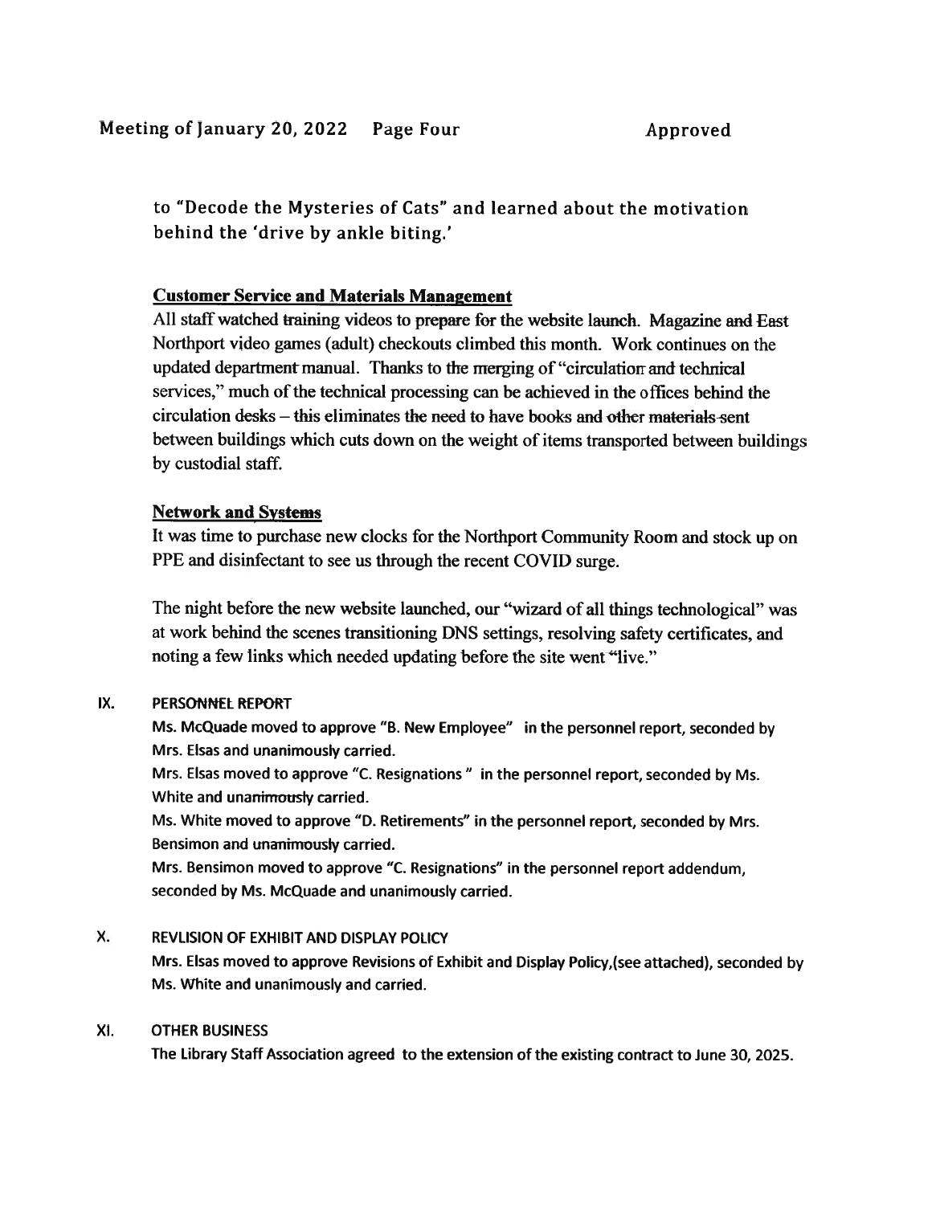to "Decode the Mysteries of Cats" and learned about the motivation behind the 'drive by ankle biting.'

**Customer Service and Materials Management**

All staff watched training videos to prepare for the website launch. Magazine and East Northport video games (adult) checkouts climbed this month. Work continues on the updated department manual. Thanks to the merging of "circulation and technical services," much of the technical processing can be achieved in the offices behind the circulation desks – this eliminates the need to have books and other materials sent between buildings which cuts down on the weight of items transported between buildings by custodial staff.

**Network and Systems**

It was time to purchase new clocks for the Northport Community Room and stock up on PPE and disinfectant to see us through the recent COVID surge.

The night before the new website launched, our "wizard of all things technological" was at work behind the scenes transitioning DNS settings, resolving safety certificates, and noting a few links which needed updating before the site went "live."

## IX. PERSONNEL REPORT

Ms. McQuade moved to approve "B. New Employee" in the personnel report, seconded by Mrs. Elsas and unanimously carried.

Mrs. Elsas moved to approve "C. Resignations " in the personnel report, seconded by Ms. White and unanimously carried.

Ms. White moved to approve "D. Retirements" in the personnel report, seconded by Mrs. Bensimon and unanimously carried.

Mrs. Bensimon moved to approve "C. Resignations" in the personnel report addendum, seconded by Ms. McQuade and unanimously carried.

## X. REVLISION OF EXHIBIT AND DISPLAY POLICY

Mrs. Elsas moved to approve Revisions of Exhibit and Display Policy,(see attached), seconded by Ms. White and unanimously and carried.

## XI. OTHER BUSINESS

The Library Staff Association agreed to the extension of the existing contract to June 30, 2025.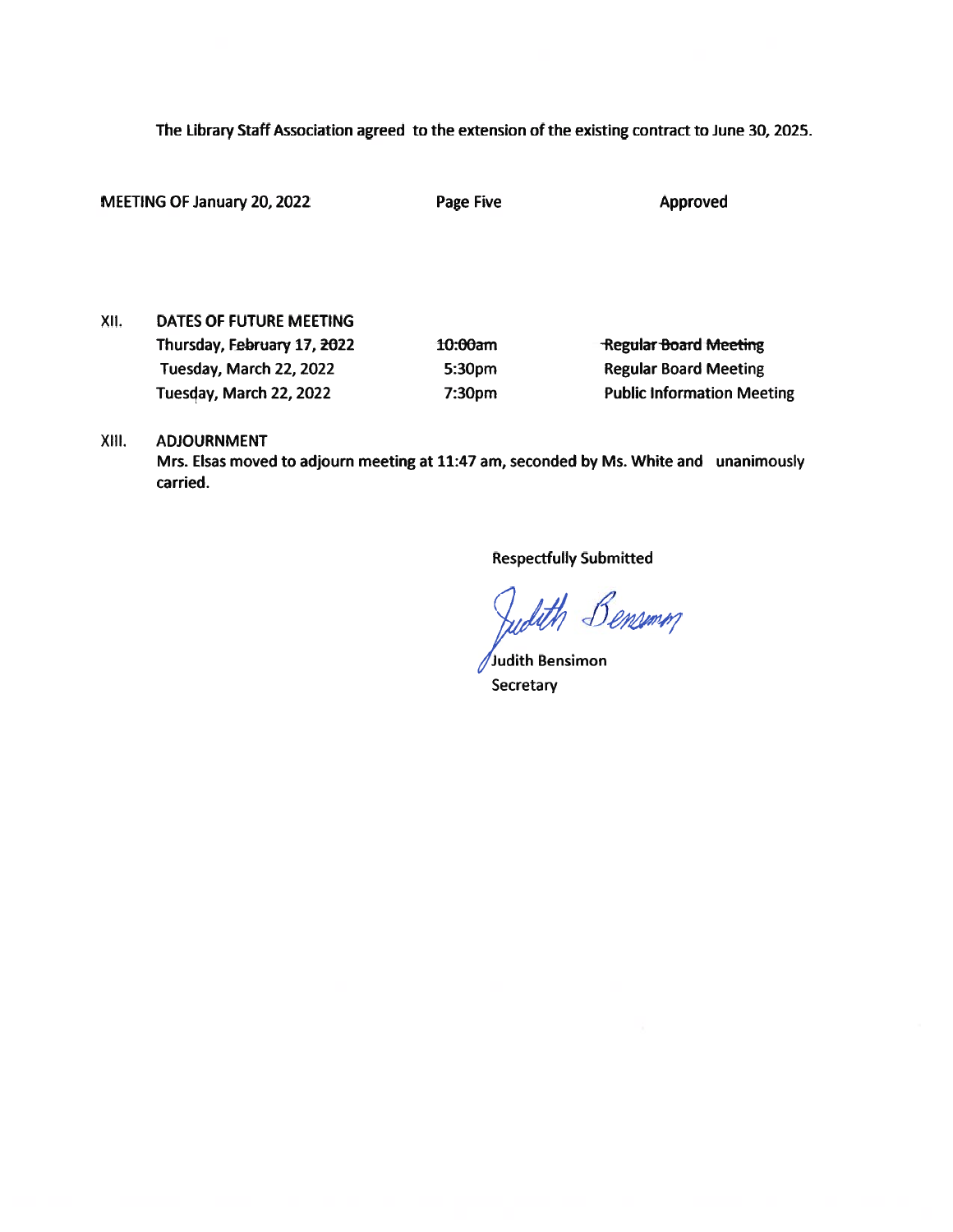The Library Staff Association agreed to the extension of the existing contract to June 30, 2025.

MEETING OF January 20, 2022 Page Five Approved

XII. DATES OF FUTURE MEETING

| | | |
|---|---|---|
| ~~Thursday, February 17, 2022~~ | ~~10:00am~~ | ~~Regular Board Meeting~~ |
| Tuesday, March 22, 2022 | 5:30pm | Regular Board Meeting |
| Tuesday, March 22, 2022 | 7:30pm | Public Information Meeting |

XIII. ADJOURNMENT

Mrs. Elsas moved to adjourn meeting at 11:47 am, seconded by Ms. White and unanimously carried.

Respectfully Submitted

Judith Bensimon

Judith Bensimon
Secretary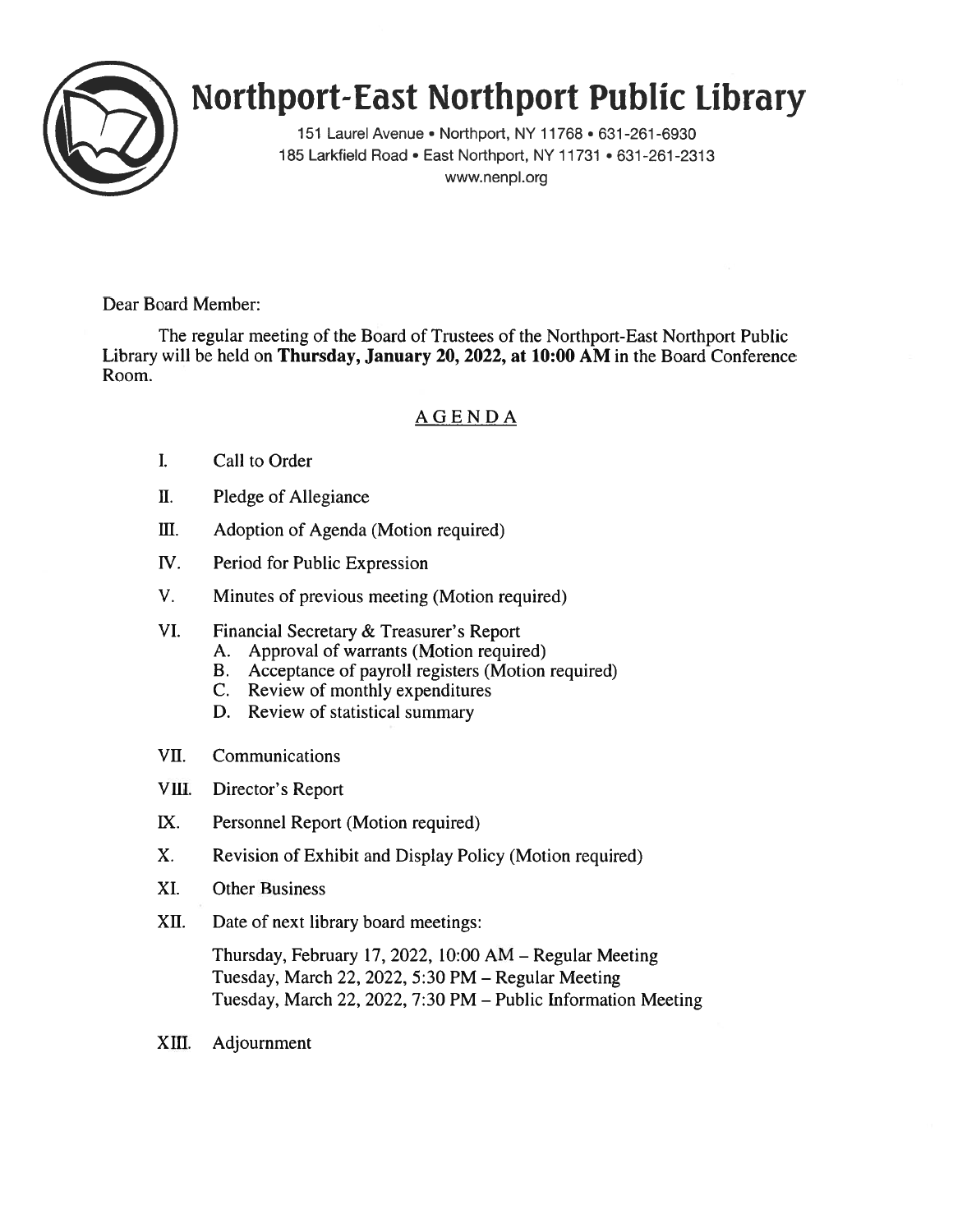# Northport-East Northport Public Library

151 Laurel Avenue • Northport, NY 11768 • 631-261-6930
185 Larkfield Road • East Northport, NY 11731 • 631-261-2313
www.nenpl.org

Dear Board Member:

The regular meeting of the Board of Trustees of the Northport-East Northport Public Library will be held on **Thursday, January 20, 2022, at 10:00 AM** in the Board Conference Room.

## AGENDA

I. Call to Order

II. Pledge of Allegiance

III. Adoption of Agenda (Motion required)

IV. Period for Public Expression

V. Minutes of previous meeting (Motion required)

VI. Financial Secretary & Treasurer's Report
  - A. Approval of warrants (Motion required)
  - B. Acceptance of payroll registers (Motion required)
  - C. Review of monthly expenditures
  - D. Review of statistical summary

VII. Communications

VIII. Director's Report

IX. Personnel Report (Motion required)

X. Revision of Exhibit and Display Policy (Motion required)

XI. Other Business

XII. Date of next library board meetings:

  Thursday, February 17, 2022, 10:00 AM – Regular Meeting
  Tuesday, March 22, 2022, 5:30 PM – Regular Meeting
  Tuesday, March 22, 2022, 7:30 PM – Public Information Meeting

XIII. Adjournment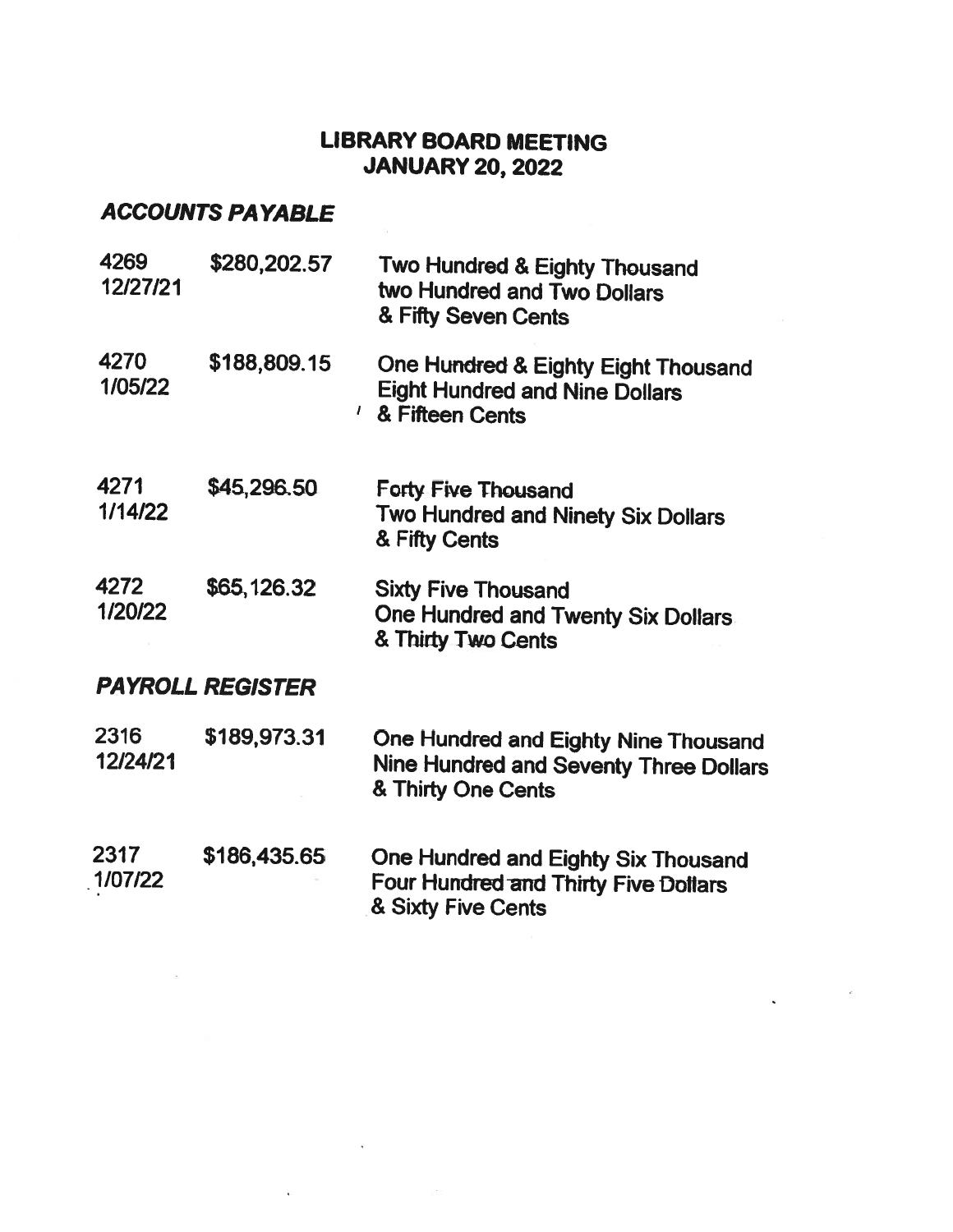# LIBRARY BOARD MEETING
# JANUARY 20, 2022

## *ACCOUNTS PAYABLE*

| | | |
|---|---|---|
| 4269<br>12/27/21 | \$280,202.57 | Two Hundred & Eighty Thousand<br>two Hundred and Two Dollars<br>& Fifty Seven Cents |
| 4270<br>1/05/22 | \$188,809.15 | One Hundred & Eighty Eight Thousand<br>Eight Hundred and Nine Dollars<br>& Fifteen Cents |
| 4271<br>1/14/22 | \$45,296.50 | Forty Five Thousand<br>Two Hundred and Ninety Six Dollars<br>& Fifty Cents |
| 4272<br>1/20/22 | \$65,126.32 | Sixty Five Thousand<br>One Hundred and Twenty Six Dollars<br>& Thirty Two Cents |

## *PAYROLL REGISTER*

| | | |
|---|---|---|
| 2316<br>12/24/21 | \$189,973.31 | One Hundred and Eighty Nine Thousand<br>Nine Hundred and Seventy Three Dollars<br>& Thirty One Cents |
| 2317<br>1/07/22 | \$186,435.65 | One Hundred and Eighty Six Thousand<br>Four Hundred and Thirty Five Dollars<br>& Sixty Five Cents |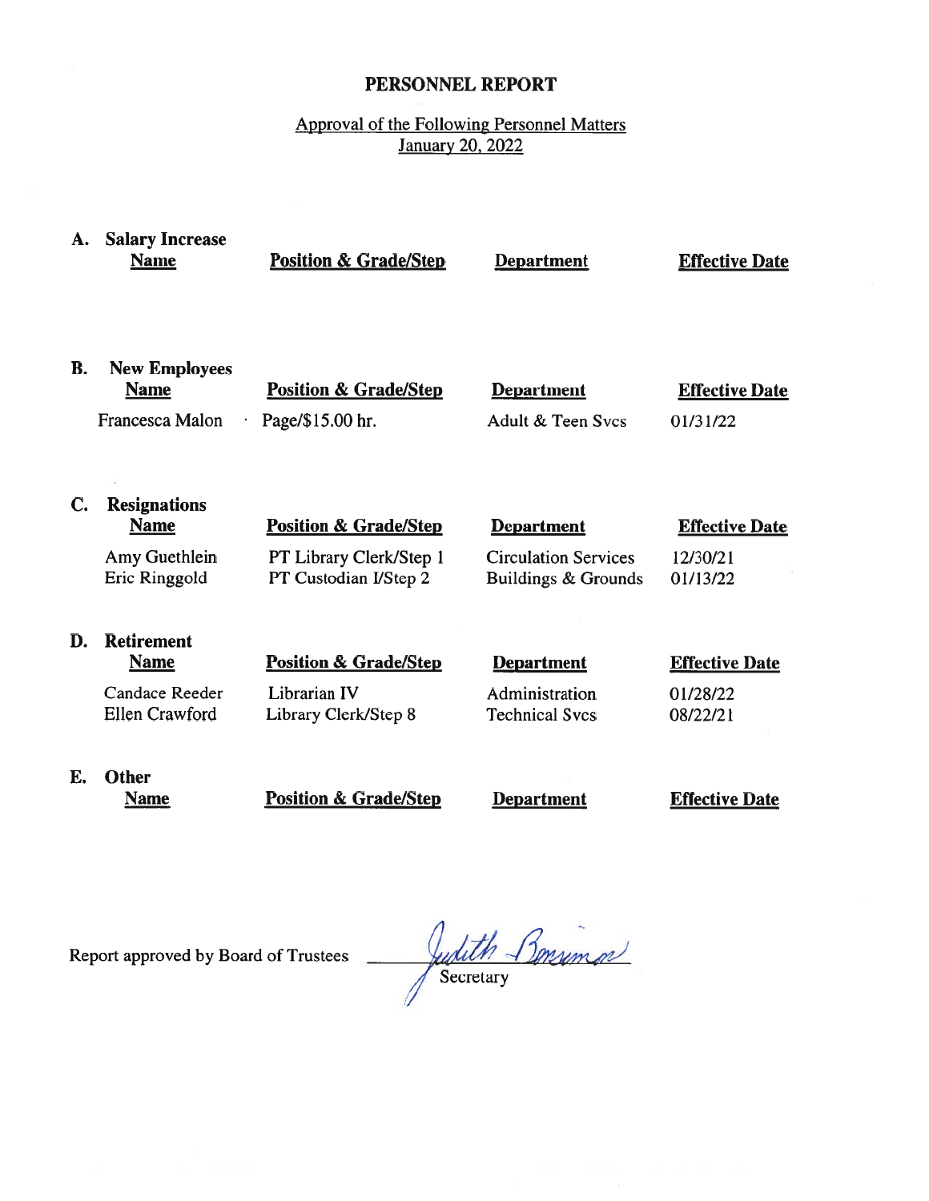# PERSONNEL REPORT

Approval of the Following Personnel Matters
January 20, 2022

**A. Salary Increase**

| Name | Position & Grade/Step | Department | Effective Date |
|---|---|---|---|

**B. New Employees**

| Name | Position & Grade/Step | Department | Effective Date |
|---|---|---|---|
| Francesca Malon | Page/$15.00 hr. | Adult & Teen Svcs | 01/31/22 |

**C. Resignations**

| Name | Position & Grade/Step | Department | Effective Date |
|---|---|---|---|
| Amy Guethlein | PT Library Clerk/Step 1 | Circulation Services | 12/30/21 |
| Eric Ringgold | PT Custodian I/Step 2 | Buildings & Grounds | 01/13/22 |

**D. Retirement**

| Name | Position & Grade/Step | Department | Effective Date |
|---|---|---|---|
| Candace Reeder | Librarian IV | Administration | 01/28/22 |
| Ellen Crawford | Library Clerk/Step 8 | Technical Svcs | 08/22/21 |

**E. Other**

| Name | Position & Grade/Step | Department | Effective Date |
|---|---|---|---|

Report approved by Board of Trustees Judith Bonomo
Secretary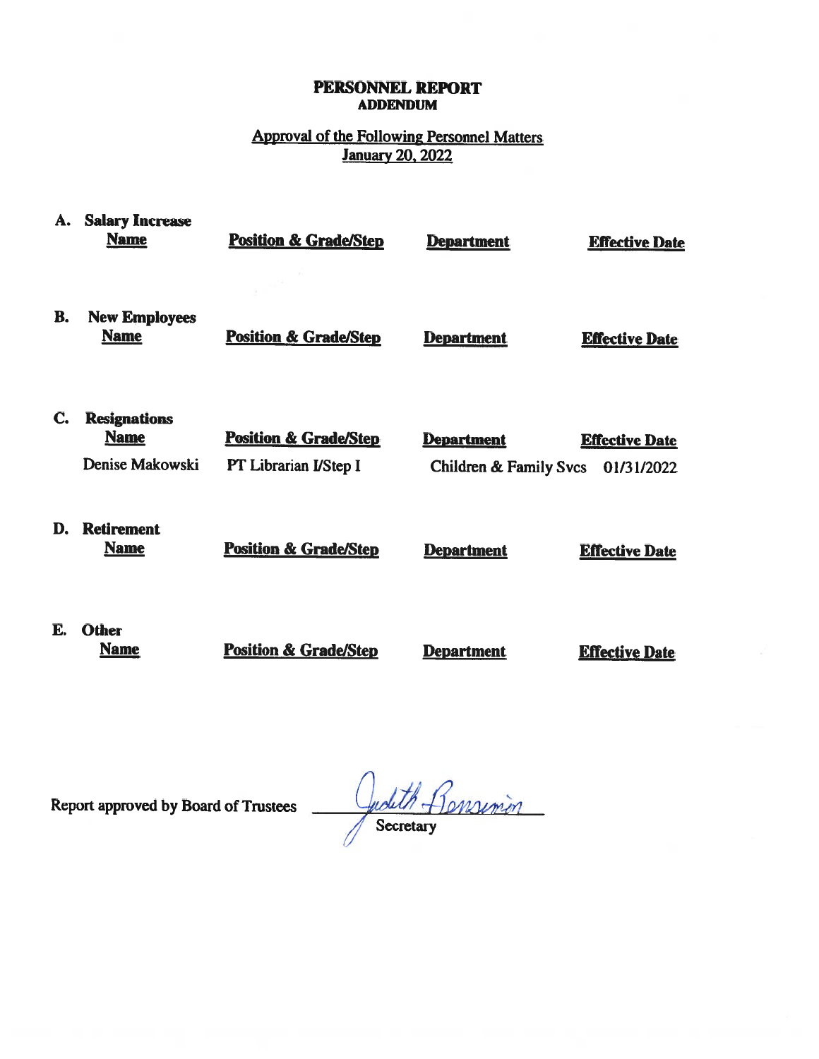# PERSONNEL REPORT
## ADDENDUM

**Approval of the Following Personnel Matters**
**January 20, 2022**

**A. Salary Increase**

| Name | Position & Grade/Step | Department | Effective Date |
|---|---|---|---|

**B. New Employees**

| Name | Position & Grade/Step | Department | Effective Date |
|---|---|---|---|

**C. Resignations**

| Name | Position & Grade/Step | Department | Effective Date |
|---|---|---|---|
| Denise Makowski | PT Librarian I/Step I | Children & Family Svcs | 01/31/2022 |

**D. Retirement**

| Name | Position & Grade/Step | Department | Effective Date |
|---|---|---|---|

**E. Other**

| Name | Position & Grade/Step | Department | Effective Date |
|---|---|---|---|

Report approved by Board of Trustees ______ Judith Bensimon
Secretary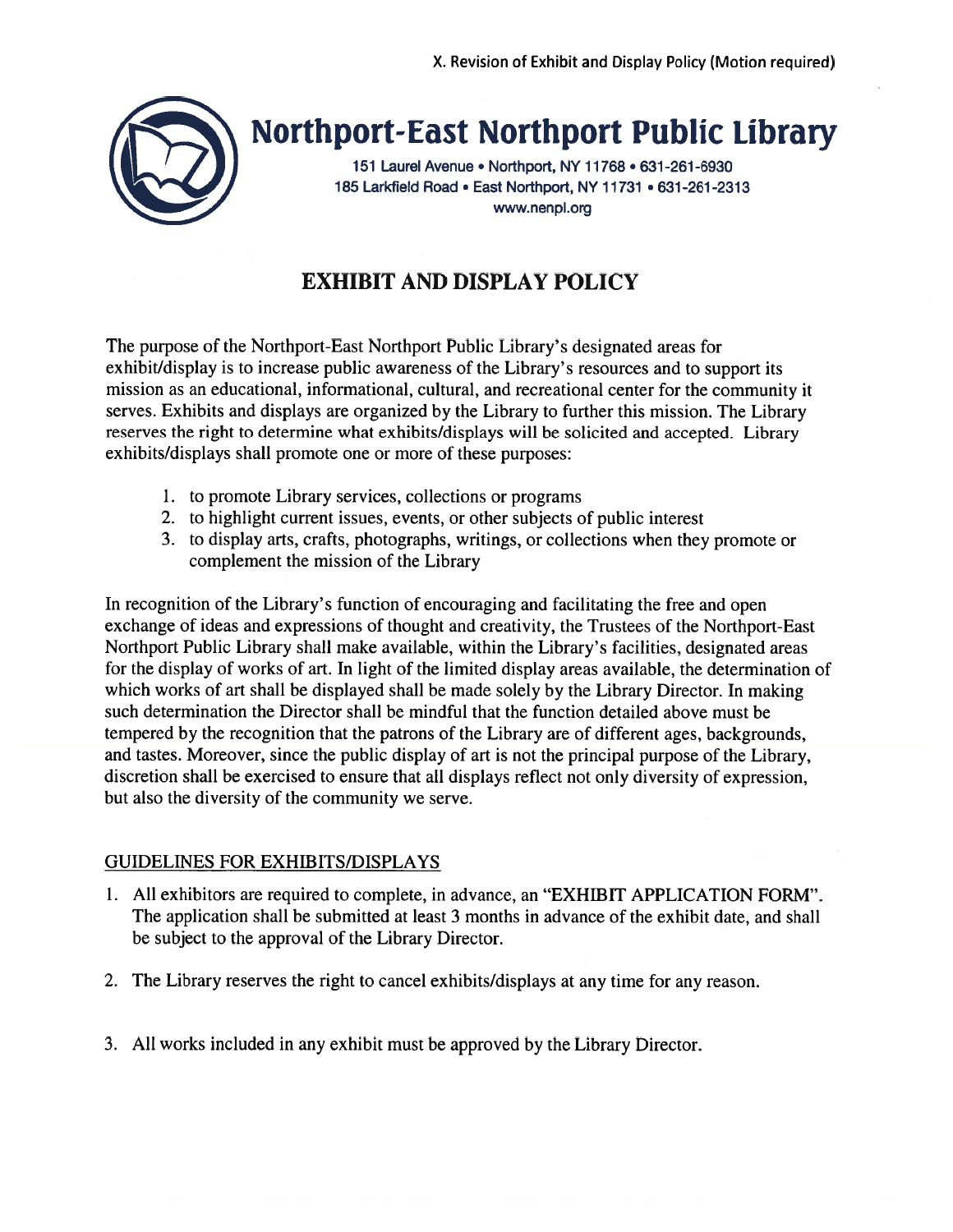X. Revision of Exhibit and Display Policy (Motion required)

# Northport-East Northport Public Library

151 Laurel Avenue • Northport, NY 11768 • 631-261-6930
185 Larkfield Road • East Northport, NY 11731 • 631-261-2313
www.nenpl.org

## EXHIBIT AND DISPLAY POLICY

The purpose of the Northport-East Northport Public Library's designated areas for exhibit/display is to increase public awareness of the Library's resources and to support its mission as an educational, informational, cultural, and recreational center for the community it serves. Exhibits and displays are organized by the Library to further this mission. The Library reserves the right to determine what exhibits/displays will be solicited and accepted. Library exhibits/displays shall promote one or more of these purposes:

1. to promote Library services, collections or programs
2. to highlight current issues, events, or other subjects of public interest
3. to display arts, crafts, photographs, writings, or collections when they promote or complement the mission of the Library

In recognition of the Library's function of encouraging and facilitating the free and open exchange of ideas and expressions of thought and creativity, the Trustees of the Northport-East Northport Public Library shall make available, within the Library's facilities, designated areas for the display of works of art. In light of the limited display areas available, the determination of which works of art shall be displayed shall be made solely by the Library Director. In making such determination the Director shall be mindful that the function detailed above must be tempered by the recognition that the patrons of the Library are of different ages, backgrounds, and tastes. Moreover, since the public display of art is not the principal purpose of the Library, discretion shall be exercised to ensure that all displays reflect not only diversity of expression, but also the diversity of the community we serve.

### GUIDELINES FOR EXHIBITS/DISPLAYS

1. All exhibitors are required to complete, in advance, an "EXHIBIT APPLICATION FORM". The application shall be submitted at least 3 months in advance of the exhibit date, and shall be subject to the approval of the Library Director.

2. The Library reserves the right to cancel exhibits/displays at any time for any reason.

3. All works included in any exhibit must be approved by the Library Director.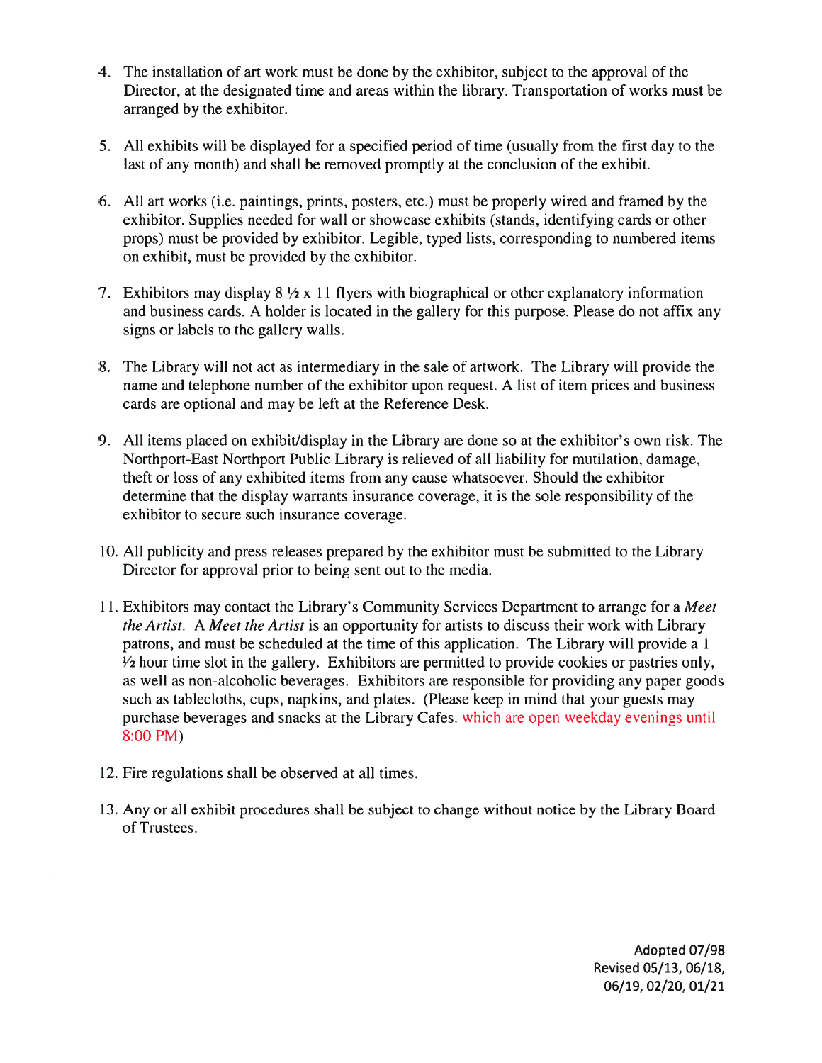4. The installation of art work must be done by the exhibitor, subject to the approval of the Director, at the designated time and areas within the library. Transportation of works must be arranged by the exhibitor.

5. All exhibits will be displayed for a specified period of time (usually from the first day to the last of any month) and shall be removed promptly at the conclusion of the exhibit.

6. All art works (i.e. paintings, prints, posters, etc.) must be properly wired and framed by the exhibitor. Supplies needed for wall or showcase exhibits (stands, identifying cards or other props) must be provided by exhibitor. Legible, typed lists, corresponding to numbered items on exhibit, must be provided by the exhibitor.

7. Exhibitors may display 8 ½ x 11 flyers with biographical or other explanatory information and business cards. A holder is located in the gallery for this purpose. Please do not affix any signs or labels to the gallery walls.

8. The Library will not act as intermediary in the sale of artwork. The Library will provide the name and telephone number of the exhibitor upon request. A list of item prices and business cards are optional and may be left at the Reference Desk.

9. All items placed on exhibit/display in the Library are done so at the exhibitor's own risk. The Northport-East Northport Public Library is relieved of all liability for mutilation, damage, theft or loss of any exhibited items from any cause whatsoever. Should the exhibitor determine that the display warrants insurance coverage, it is the sole responsibility of the exhibitor to secure such insurance coverage.

10. All publicity and press releases prepared by the exhibitor must be submitted to the Library Director for approval prior to being sent out to the media.

11. Exhibitors may contact the Library's Community Services Department to arrange for a *Meet the Artist*. A *Meet the Artist* is an opportunity for artists to discuss their work with Library patrons, and must be scheduled at the time of this application. The Library will provide a 1 ½ hour time slot in the gallery. Exhibitors are permitted to provide cookies or pastries only, as well as non-alcoholic beverages. Exhibitors are responsible for providing any paper goods such as tablecloths, cups, napkins, and plates. (Please keep in mind that your guests may purchase beverages and snacks at the Library Cafes. which are open weekday evenings until 8:00 PM)

12. Fire regulations shall be observed at all times.

13. Any or all exhibit procedures shall be subject to change without notice by the Library Board of Trustees.

Adopted 07/98
Revised 05/13, 06/18, 06/19, 02/20, 01/21